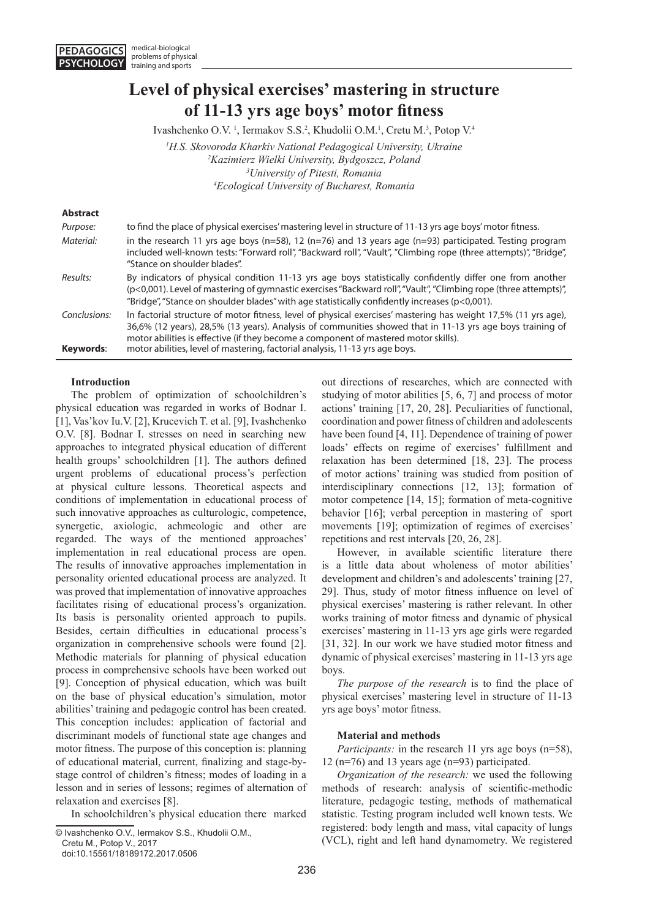# Level of physical exercises' mastering in structure of 11-13 yrs age boys' motor fitness

Ivashchenko O.V. [1], Iermakov S.S.[2], Khudolii O.M.[1], Cretu M.[3], Potop V.[4]

[1]H.S. Skovoroda Kharkiv National Pedagogical University, Ukraine
[2]Kazimierz Wielki University, Bydgoszcz, Poland
[3]University of Pitesti, Romania
[4]Ecological University of Bucharest, Romania

**Abstract**

*Purpose:* to find the place of physical exercises' mastering level in structure of 11-13 yrs age boys' motor fitness.

*Material:* in the research 11 yrs age boys (n=58), 12 (n=76) and 13 years age (n=93) participated. Testing program included well-known tests: "Forward roll", "Backward roll", "Vault", "Climbing rope (three attempts)", "Bridge", "Stance on shoulder blades".

*Results:* By indicators of physical condition 11-13 yrs age boys statistically confidently differ one from another ($p<0,001$). Level of mastering of gymnastic exercises "Backward roll", "Vault", "Climbing rope (three attempts)", "Bridge", "Stance on shoulder blades" with age statistically confidently increases ($p<0,001$).

*Conclusions:* In factorial structure of motor fitness, level of physical exercises' mastering has weight 17,5% (11 yrs age), 36,6% (12 years), 28,5% (13 years). Analysis of communities showed that in 11-13 yrs age boys training of motor abilities is effective (if they become a component of mastered motor skills).

**Keywords**: motor abilities, level of mastering, factorial analysis, 11-13 yrs age boys.

## Introduction

The problem of optimization of schoolchildren's physical education was regarded in works of Bodnar I. [1], Vas'kov Iu.V. [2], Krucevich T. et al. [9], Ivashchenko O.V. [8]. Bodnar I. stresses on need in searching new approaches to integrated physical education of different health groups' schoolchildren [1]. The authors defined urgent problems of educational process's perfection at physical culture lessons. Theoretical aspects and conditions of implementation in educational process of such innovative approaches as culturologic, competence, synergetic, axiologic, achmeologic and other are regarded. The ways of the mentioned approaches' implementation in real educational process are open. The results of innovative approaches implementation in personality oriented educational process are analyzed. It was proved that implementation of innovative approaches facilitates rising of educational process's organization. Its basis is personality oriented approach to pupils. Besides, certain difficulties in educational process's organization in comprehensive schools were found [2]. Methodic materials for planning of physical education process in comprehensive schools have been worked out [9]. Conception of physical education, which was built on the base of physical education's simulation, motor abilities' training and pedagogic control has been created. This conception includes: application of factorial and discriminant models of functional state age changes and motor fitness. The purpose of this conception is: planning of educational material, current, finalizing and stage-by-stage control of children's fitness; modes of loading in a lesson and in series of lessons; regimes of alternation of relaxation and exercises [8].

In schoolchildren's physical education there marked out directions of researches, which are connected with studying of motor abilities [5, 6, 7] and process of motor actions' training [17, 20, 28]. Peculiarities of functional, coordination and power fitness of children and adolescents have been found [4, 11]. Dependence of training of power loads' effects on regime of exercises' fulfillment and relaxation has been determined [18, 23]. The process of motor actions' training was studied from position of interdisciplinary connections [12, 13]; formation of motor competence [14, 15]; formation of meta-cognitive behavior [16]; verbal perception in mastering of sport movements [19]; optimization of regimes of exercises' repetitions and rest intervals [20, 26, 28].

However, in available scientific literature there is a little data about wholeness of motor abilities' development and children's and adolescents' training [27, 29]. Thus, study of motor fitness influence on level of physical exercises' mastering is rather relevant. In other works training of motor fitness and dynamic of physical exercises' mastering in 11-13 yrs age girls were regarded [31, 32]. In our work we have studied motor fitness and dynamic of physical exercises' mastering in 11-13 yrs age boys.

*The purpose of the research* is to find the place of physical exercises' mastering level in structure of 11-13 yrs age boys' motor fitness.

## Material and methods

*Participants:* in the research 11 yrs age boys (n=58), 12 (n=76) and 13 years age (n=93) participated.

*Organization of the research:* we used the following methods of research: analysis of scientific-methodic literature, pedagogic testing, methods of mathematical statistic. Testing program included well known tests. We registered: body length and mass, vital capacity of lungs (VCL), right and left hand dynamometry. We registered

© Ivashchenko O.V., Iermakov S.S., Khudolii O.M., Cretu M., Potop V., 2017
doi:10.15561/18189172.2017.0506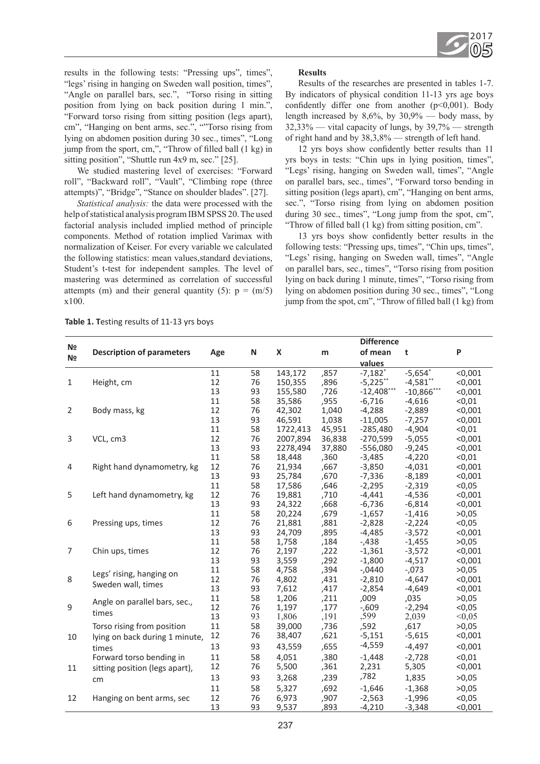results in the following tests: "Pressing ups", times", "legs' rising in hanging on Sweden wall position, times", "Angle on parallel bars, sec.", "Torso rising in sitting position from lying on back position during 1 min.", "Forward torso rising from sitting position (legs apart), cm", "Hanging on bent arms, sec.", ""Torso rising from lying on abdomen position during 30 sec., times", "Long jump from the sport, cm,", "Throw of filled ball (1 kg) in sitting position", "Shuttle run 4x9 m, sec." [25].

We studied mastering level of exercises: "Forward roll", "Backward roll", "Vault", "Climbing rope (three attempts)", "Bridge", "Stance on shoulder blades". [27].

*Statistical analysis:* the data were processed with the help of statistical analysis program IBM SPSS 20. The used factorial analysis included implied method of principle components. Method of rotation implied Varimax with normalization of Keiser. For every variable we calculated the following statistics: mean values,standard deviations, Student's t-test for independent samples. The level of mastering was determined as correlation of successful attempts (m) and their general quantity (5): p = (m/5) x100.

**Results**

Results of the researches are presented in tables 1-7. By indicators of physical condition 11-13 yrs age boys confidently differ one from another (p<0,001). Body length increased by 8,6%, by 30,9% — body mass, by 32,33% — vital capacity of lungs, by 39,7% — strength of right hand and by 38,3,8% — strength of left hand.

12 yrs boys show confidently better results than 11 yrs boys in tests: "Chin ups in lying position, times", "Legs' rising, hanging on Sweden wall, times", "Angle on parallel bars, sec., times", "Forward torso bending in sitting position (legs apart), cm", "Hanging on bent arms, sec.", "Torso rising from lying on abdomen position during 30 sec., times", "Long jump from the spot, cm", "Throw of filled ball (1 kg) from sitting position, cm".

13 yrs boys show confidently better results in the following tests: "Pressing ups, times", "Chin ups, times", "Legs' rising, hanging on Sweden wall, times", "Angle on parallel bars, sec., times", "Torso rising from position lying on back during 1 minute, times", "Torso rising from lying on abdomen position during 30 sec., times", "Long jump from the spot, cm", "Throw of filled ball (1 kg) from

**Table 1. T**esting results of 11-13 yrs boys

| № № | Description of parameters | Age | N | X | m | Difference of mean values | t | P |
|---|---|---|---|---|---|---|---|---|
| 1 | Height, cm | 11 | 58 | 143,172 | ,857 | -7,182* | -5,654* | <0,001 |
| | | 12 | 76 | 150,355 | ,896 | -5,225** | -4,581** | <0,001 |
| | | 13 | 93 | 155,580 | ,726 | -12,408*** | -10,866*** | <0,001 |
| 2 | Body mass, kg | 11 | 58 | 35,586 | ,955 | -6,716 | -4,616 | <0,01 |
| | | 12 | 76 | 42,302 | 1,040 | -4,288 | -2,889 | <0,001 |
| | | 13 | 93 | 46,591 | 1,038 | -11,005 | -7,257 | <0,001 |
| 3 | VCL, cm3 | 11 | 58 | 1722,413 | 45,951 | -285,480 | -4,904 | <0,01 |
| | | 12 | 76 | 2007,894 | 36,838 | -270,599 | -5,055 | <0,001 |
| | | 13 | 93 | 2278,494 | 37,880 | -556,080 | -9,245 | <0,001 |
| 4 | Right hand dynamometry, kg | 11 | 58 | 18,448 | ,360 | -3,485 | -4,220 | <0,01 |
| | | 12 | 76 | 21,934 | ,667 | -3,850 | -4,031 | <0,001 |
| | | 13 | 93 | 25,784 | ,670 | -7,336 | -8,189 | <0,001 |
| 5 | Left hand dynamometry, kg | 11 | 58 | 17,586 | ,646 | -2,295 | -2,319 | <0,05 |
| | | 12 | 76 | 19,881 | ,710 | -4,441 | -4,536 | <0,001 |
| | | 13 | 93 | 24,322 | ,668 | -6,736 | -6,814 | <0,001 |
| 6 | Pressing ups, times | 11 | 58 | 20,224 | ,679 | -1,657 | -1,416 | >0,05 |
| | | 12 | 76 | 21,881 | ,881 | -2,828 | -2,224 | <0,05 |
| | | 13 | 93 | 24,709 | ,895 | -4,485 | -3,572 | <0,001 |
| 7 | Chin ups, times | 11 | 58 | 1,758 | ,184 | -,438 | -1,455 | >0,05 |
| | | 12 | 76 | 2,197 | ,222 | -1,361 | -3,572 | <0,001 |
| | | 13 | 93 | 3,559 | ,292 | -1,800 | -4,517 | <0,001 |
| 8 | Legs' rising, hanging on Sweden wall, times | 11 | 58 | 4,758 | ,394 | -,0440 | -,073 | >0,05 |
| | | 12 | 76 | 4,802 | ,431 | -2,810 | -4,647 | <0,001 |
| | | 13 | 93 | 7,612 | ,417 | -2,854 | -4,649 | <0,001 |
| 9 | Angle on parallel bars, sec., times | 11 | 58 | 1,206 | ,211 | ,009 | ,035 | >0,05 |
| | | 12 | 76 | 1,197 | ,177 | -,609 | -2,294 | <0,05 |
| | | 13 | 93 | 1,806 | ,191 | ,599 | 2,039 | <0,05 |
| 10 | Torso rising from position lying on back during 1 minute, times | 11 | 58 | 39,000 | ,736 | ,592 | ,617 | >0,05 |
| | | 12 | 76 | 38,407 | ,621 | -5,151 | -5,615 | <0,001 |
| | | 13 | 93 | 43,559 | ,655 | -4,559 | -4,497 | <0,001 |
| 11 | Forward torso bending in sitting position (legs apart), cm | 11 | 58 | 4,051 | ,380 | -1,448 | -2,728 | <0,01 |
| | | 12 | 76 | 5,500 | ,361 | 2,231 | 5,305 | <0,001 |
| | | 13 | 93 | 3,268 | ,239 | ,782 | 1,835 | >0,05 |
| 12 | Hanging on bent arms, sec | 11 | 58 | 5,327 | ,692 | -1,646 | -1,368 | >0,05 |
| | | 12 | 76 | 6,973 | ,907 | -2,563 | -1,996 | <0,05 |
| | | 13 | 93 | 9,537 | ,893 | -4,210 | -3,348 | <0,001 |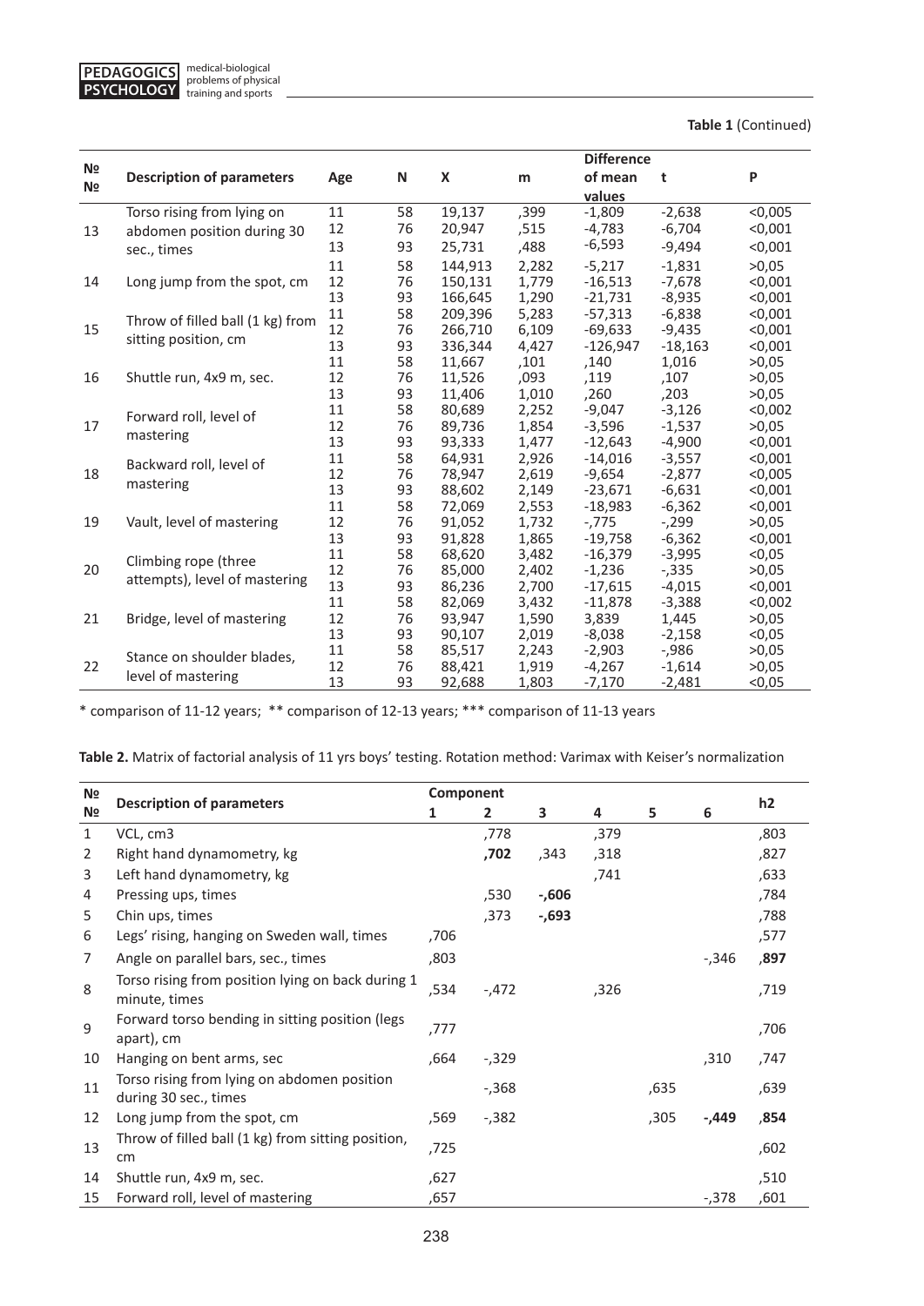**Table 1** (Continued)

| №№ | Description of parameters | Age | N | X | m | Difference of mean values | t | P |
|---|---|---|---|---|---|---|---|---|
| 13 | Torso rising from lying on abdomen position during 30 sec., times | 11 | 58 | 19,137 | ,399 | -1,809 | -2,638 | <0,005 |
| | | 12 | 76 | 20,947 | ,515 | -4,783 | -6,704 | <0,001 |
| | | 13 | 93 | 25,731 | ,488 | -6,593 | -9,494 | <0,001 |
| 14 | Long jump from the spot, cm | 11 | 58 | 144,913 | 2,282 | -5,217 | -1,831 | >0,05 |
| | | 12 | 76 | 150,131 | 1,779 | -16,513 | -7,678 | <0,001 |
| | | 13 | 93 | 166,645 | 1,290 | -21,731 | -8,935 | <0,001 |
| 15 | Throw of filled ball (1 kg) from sitting position, cm | 11 | 58 | 209,396 | 5,283 | -57,313 | -6,838 | <0,001 |
| | | 12 | 76 | 266,710 | 6,109 | -69,633 | -9,435 | <0,001 |
| | | 13 | 93 | 336,344 | 4,427 | -126,947 | -18,163 | <0,001 |
| 16 | Shuttle run, 4x9 m, sec. | 11 | 58 | 11,667 | ,101 | ,140 | 1,016 | >0,05 |
| | | 12 | 76 | 11,526 | ,093 | ,119 | ,107 | >0,05 |
| | | 13 | 93 | 11,406 | 1,010 | ,260 | ,203 | >0,05 |
| 17 | Forward roll, level of mastering | 11 | 58 | 80,689 | 2,252 | -9,047 | -3,126 | <0,002 |
| | | 12 | 76 | 89,736 | 1,854 | -3,596 | -1,537 | >0,05 |
| | | 13 | 93 | 93,333 | 1,477 | -12,643 | -4,900 | <0,001 |
| 18 | Backward roll, level of mastering | 11 | 58 | 64,931 | 2,926 | -14,016 | -3,557 | <0,001 |
| | | 12 | 76 | 78,947 | 2,619 | -9,654 | -2,877 | <0,005 |
| | | 13 | 93 | 88,602 | 2,149 | -23,671 | -6,631 | <0,001 |
| 19 | Vault, level of mastering | 11 | 58 | 72,069 | 2,553 | -18,983 | -6,362 | <0,001 |
| | | 12 | 76 | 91,052 | 1,732 | -,775 | -,299 | >0,05 |
| | | 13 | 93 | 91,828 | 1,865 | -19,758 | -6,362 | <0,001 |
| 20 | Climbing rope (three attempts), level of mastering | 11 | 58 | 68,620 | 3,482 | -16,379 | -3,995 | <0,05 |
| | | 12 | 76 | 85,000 | 2,402 | -1,236 | -,335 | >0,05 |
| | | 13 | 93 | 86,236 | 2,700 | -17,615 | -4,015 | <0,001 |
| 21 | Bridge, level of mastering | 11 | 58 | 82,069 | 3,432 | -11,878 | -3,388 | <0,002 |
| | | 12 | 76 | 93,947 | 1,590 | 3,839 | 1,445 | >0,05 |
| | | 13 | 93 | 90,107 | 2,019 | -8,038 | -2,158 | <0,05 |
| 22 | Stance on shoulder blades, level of mastering | 11 | 58 | 85,517 | 2,243 | -2,903 | -,986 | >0,05 |
| | | 12 | 76 | 88,421 | 1,919 | -4,267 | -1,614 | >0,05 |
| | | 13 | 93 | 92,688 | 1,803 | -7,170 | -2,481 | <0,05 |

* comparison of 11-12 years; ** comparison of 12-13 years; *** comparison of 11-13 years

**Table 2.** Matrix of factorial analysis of 11 yrs boys' testing. Rotation method: Varimax with Keiser's normalization

| №№ | Description of parameters | Component 1 | 2 | 3 | 4 | 5 | 6 | h2 |
|---|---|---|---|---|---|---|---|---|
| 1 | VCL, cm3 | | ,778 | | ,379 | | | ,803 |
| 2 | Right hand dynamometry, kg | | **,702** | ,343 | ,318 | | | ,827 |
| 3 | Left hand dynamometry, kg | | | | ,741 | | | ,633 |
| 4 | Pressing ups, times | | ,530 | **-,606** | | | | ,784 |
| 5 | Chin ups, times | | ,373 | **-,693** | | | | ,788 |
| 6 | Legs' rising, hanging on Sweden wall, times | ,706 | | | | | | ,577 |
| 7 | Angle on parallel bars, sec., times | ,803 | | | | | -,346 | **,897** |
| 8 | Torso rising from position lying on back during 1 minute, times | ,534 | -,472 | | ,326 | | | ,719 |
| 9 | Forward torso bending in sitting position (legs apart), cm | ,777 | | | | | | ,706 |
| 10 | Hanging on bent arms, sec | ,664 | -,329 | | | | ,310 | ,747 |
| 11 | Torso rising from lying on abdomen position during 30 sec., times | | -,368 | | | ,635 | | ,639 |
| 12 | Long jump from the spot, cm | ,569 | -,382 | | | ,305 | **-,449** | **,854** |
| 13 | Throw of filled ball (1 kg) from sitting position, cm | ,725 | | | | | | ,602 |
| 14 | Shuttle run, 4x9 m, sec. | ,627 | | | | | | ,510 |
| 15 | Forward roll, level of mastering | ,657 | | | | | -,378 | ,601 |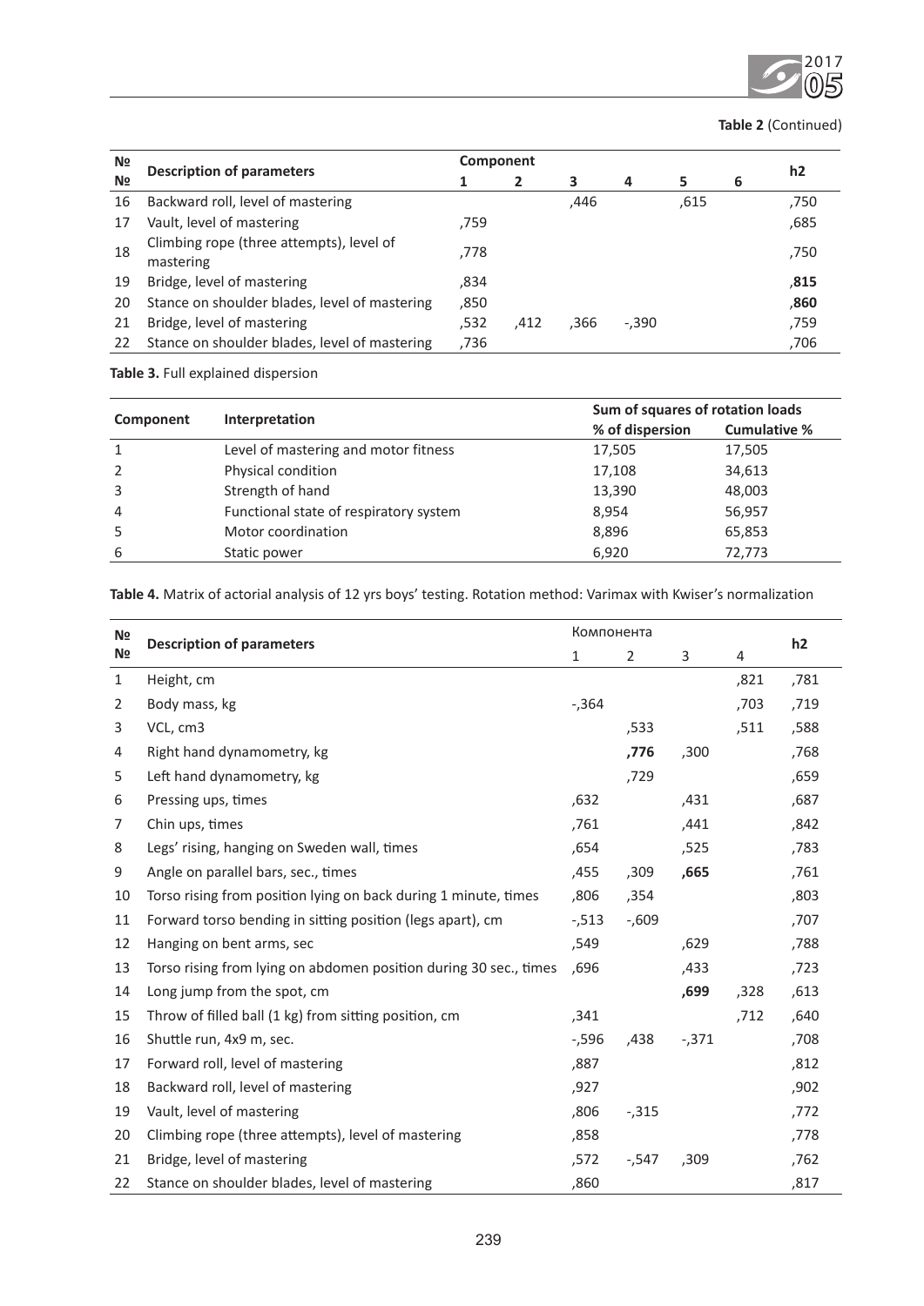**Table 2** (Continued)

| № | Description of parameters | Component | | | | | | h2 |
|---|---|---|---|---|---|---|---|---|
| | | 1 | 2 | 3 | 4 | 5 | 6 | |
| 16 | Backward roll, level of mastering | | | ,446 | | ,615 | | ,750 |
| 17 | Vault, level of mastering | ,759 | | | | | | ,685 |
| 18 | Climbing rope (three attempts), level of mastering | ,778 | | | | | | ,750 |
| 19 | Bridge, level of mastering | ,834 | | | | | | **,815** |
| 20 | Stance on shoulder blades, level of mastering | ,850 | | | | | | **,860** |
| 21 | Bridge, level of mastering | ,532 | ,412 | ,366 | -,390 | | | ,759 |
| 22 | Stance on shoulder blades, level of mastering | ,736 | | | | | | ,706 |

**Table 3.** Full explained dispersion

| Component | Interpretation | Sum of squares of rotation loads | |
|---|---|---|---|
| | | % of dispersion | Cumulative % |
| 1 | Level of mastering and motor fitness | 17,505 | 17,505 |
| 2 | Physical condition | 17,108 | 34,613 |
| 3 | Strength of hand | 13,390 | 48,003 |
| 4 | Functional state of respiratory system | 8,954 | 56,957 |
| 5 | Motor coordination | 8,896 | 65,853 |
| 6 | Static power | 6,920 | 72,773 |

**Table 4.** Matrix of actorial analysis of 12 yrs boys' testing. Rotation method: Varimax with Kwiser's normalization

| № | Description of parameters | Компонента | | | | h2 |
|---|---|---|---|---|---|---|
| | | 1 | 2 | 3 | 4 | |
| 1 | Height, cm | | | | ,821 | ,781 |
| 2 | Body mass, kg | -,364 | | | ,703 | ,719 |
| 3 | VCL, cm3 | | ,533 | | ,511 | ,588 |
| 4 | Right hand dynamometry, kg | | **,776** | ,300 | | ,768 |
| 5 | Left hand dynamometry, kg | | ,729 | | | ,659 |
| 6 | Pressing ups, times | ,632 | | ,431 | | ,687 |
| 7 | Chin ups, times | ,761 | | ,441 | | ,842 |
| 8 | Legs' rising, hanging on Sweden wall, times | ,654 | | ,525 | | ,783 |
| 9 | Angle on parallel bars, sec., times | ,455 | ,309 | **,665** | | ,761 |
| 10 | Torso rising from position lying on back during 1 minute, times | ,806 | ,354 | | | ,803 |
| 11 | Forward torso bending in sitting position (legs apart), cm | -,513 | -,609 | | | ,707 |
| 12 | Hanging on bent arms, sec | ,549 | | ,629 | | ,788 |
| 13 | Torso rising from lying on abdomen position during 30 sec., times | ,696 | | ,433 | | ,723 |
| 14 | Long jump from the spot, cm | | | **,699** | ,328 | ,613 |
| 15 | Throw of filled ball (1 kg) from sitting position, cm | ,341 | | | ,712 | ,640 |
| 16 | Shuttle run, 4x9 m, sec. | -,596 | ,438 | -,371 | | ,708 |
| 17 | Forward roll, level of mastering | ,887 | | | | ,812 |
| 18 | Backward roll, level of mastering | ,927 | | | | ,902 |
| 19 | Vault, level of mastering | ,806 | -,315 | | | ,772 |
| 20 | Climbing rope (three attempts), level of mastering | ,858 | | | | ,778 |
| 21 | Bridge, level of mastering | ,572 | -,547 | ,309 | | ,762 |
| 22 | Stance on shoulder blades, level of mastering | ,860 | | | | ,817 |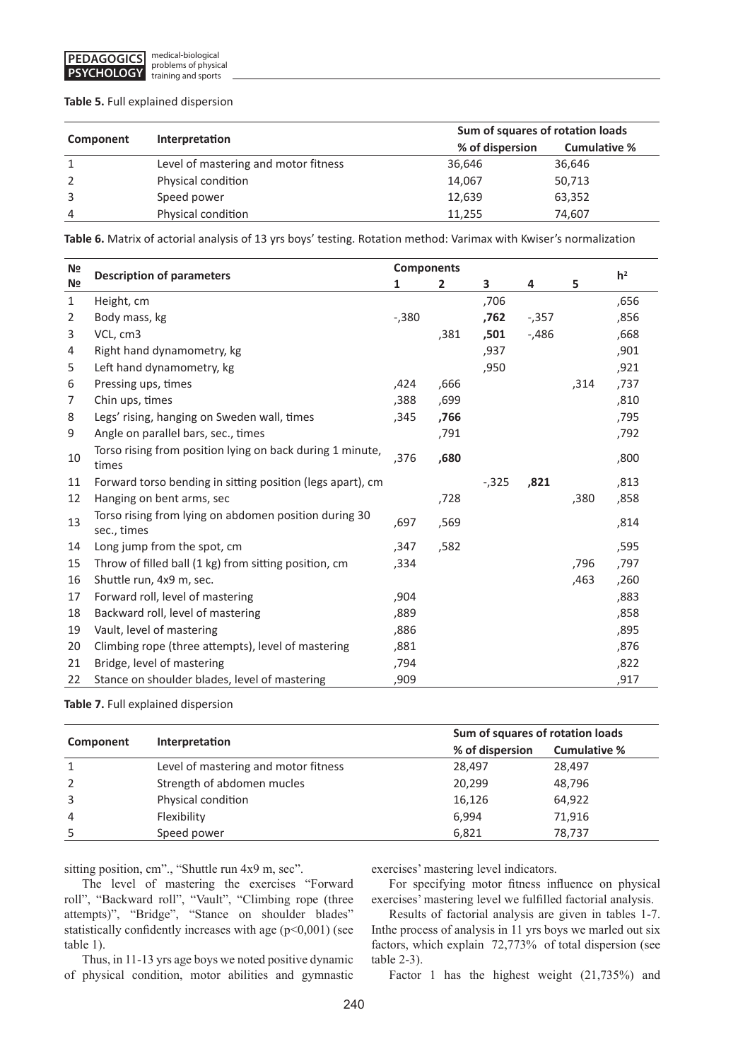**Table 5.** Full explained dispersion

| Component | Interpretation | Sum of squares of rotation loads | |
|---|---|---|---|
| | | % of dispersion | Cumulative % |
| 1 | Level of mastering and motor fitness | 36,646 | 36,646 |
| 2 | Physical condition | 14,067 | 50,713 |
| 3 | Speed power | 12,639 | 63,352 |
| 4 | Physical condition | 11,255 | 74,607 |

**Table 6.** Matrix of actorial analysis of 13 yrs boys' testing. Rotation method: Varimax with Kwiser's normalization

| №№ | Description of parameters | Components | | | | | $h^2$ |
|---|---|---|---|---|---|---|---|
| | | 1 | 2 | 3 | 4 | 5 | |
| 1 | Height, cm | | | ,706 | | | ,656 |
| 2 | Body mass, kg | -,380 | | **,762** | -,357 | | ,856 |
| 3 | VCL, cm3 | | ,381 | **,501** | -,486 | | ,668 |
| 4 | Right hand dynamometry, kg | | | ,937 | | | ,901 |
| 5 | Left hand dynamometry, kg | | | ,950 | | | ,921 |
| 6 | Pressing ups, times | ,424 | ,666 | | | ,314 | ,737 |
| 7 | Chin ups, times | ,388 | ,699 | | | | ,810 |
| 8 | Legs' rising, hanging on Sweden wall, times | ,345 | **,766** | | | | ,795 |
| 9 | Angle on parallel bars, sec., times | | ,791 | | | | ,792 |
| 10 | Torso rising from position lying on back during 1 minute, times | ,376 | **,680** | | | | ,800 |
| 11 | Forward torso bending in sitting position (legs apart), cm | | | -,325 | **,821** | | ,813 |
| 12 | Hanging on bent arms, sec | | ,728 | | | ,380 | ,858 |
| 13 | Torso rising from lying on abdomen position during 30 sec., times | ,697 | ,569 | | | | ,814 |
| 14 | Long jump from the spot, cm | ,347 | ,582 | | | | ,595 |
| 15 | Throw of filled ball (1 kg) from sitting position, cm | ,334 | | | | ,796 | ,797 |
| 16 | Shuttle run, 4x9 m, sec. | | | | | ,463 | ,260 |
| 17 | Forward roll, level of mastering | ,904 | | | | | ,883 |
| 18 | Backward roll, level of mastering | ,889 | | | | | ,858 |
| 19 | Vault, level of mastering | ,886 | | | | | ,895 |
| 20 | Climbing rope (three attempts), level of mastering | ,881 | | | | | ,876 |
| 21 | Bridge, level of mastering | ,794 | | | | | ,822 |
| 22 | Stance on shoulder blades, level of mastering | ,909 | | | | | ,917 |

**Table 7.** Full explained dispersion

| Component | Interpretation | Sum of squares of rotation loads | |
|---|---|---|---|
| | | % of dispersion | Cumulative % |
| 1 | Level of mastering and motor fitness | 28,497 | 28,497 |
| 2 | Strength of abdomen mucles | 20,299 | 48,796 |
| 3 | Physical condition | 16,126 | 64,922 |
| 4 | Flexibility | 6,994 | 71,916 |
| 5 | Speed power | 6,821 | 78,737 |

sitting position, cm"., "Shuttle run 4x9 m, sec".

The level of mastering the exercises "Forward roll", "Backward roll", "Vault", "Climbing rope (three attempts)", "Bridge", "Stance on shoulder blades" statistically confidently increases with age ($p<0,001$) (see table 1).

Thus, in 11-13 yrs age boys we noted positive dynamic of physical condition, motor abilities and gymnastic exercises' mastering level indicators.

For specifying motor fitness influence on physical exercises' mastering level we fulfilled factorial analysis.

Results of factorial analysis are given in tables 1-7. Inthe process of analysis in 11 yrs boys we marled out six factors, which explain 72,773% of total dispersion (see table 2-3).

Factor 1 has the highest weight (21,735%) and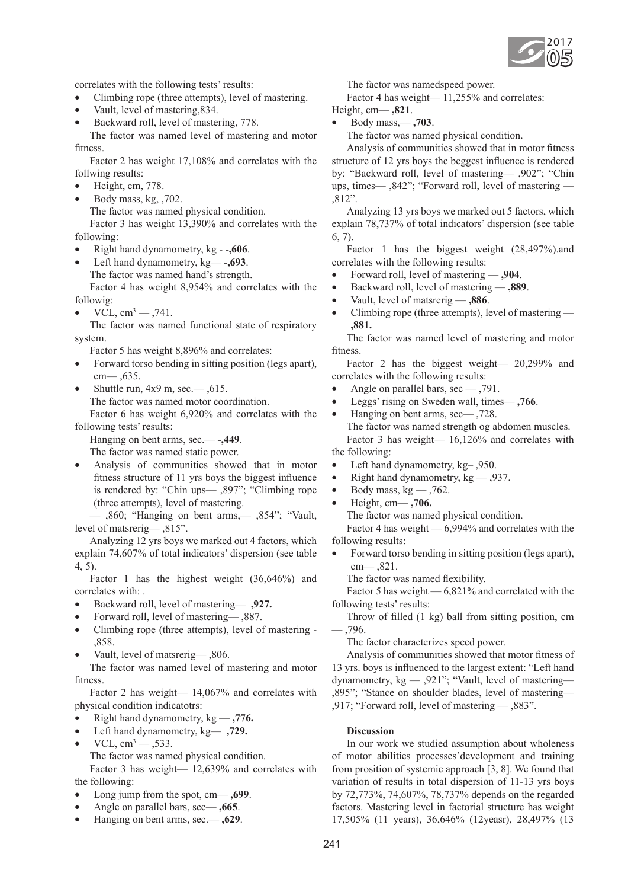correlates with the following tests' results:

- Climbing rope (three attempts), level of mastering.
- Vault, level of mastering,834.
- Backward roll, level of mastering, 778.

The factor was named level of mastering and motor fitness.

Factor 2 has weight 17,108% and correlates with the follwing results:

- Height, cm, 778.
- Body mass, kg, ,702.

The factor was named physical condition.

Factor 3 has weight 13,390% and correlates with the following:

- Right hand dynamometry, kg - **-,606**.
- Left hand dynamometry, kg— **-,693**.

The factor was named hand's strength.

Factor 4 has weight 8,954% and correlates with the followig:

- VCL, cm$^3$ — ,741.

The factor was named functional state of respiratory system.

Factor 5 has weight 8,896% and correlates:

- Forward torso bending in sitting position (legs apart), cm— ,635.
- Shuttle run, 4x9 m, sec.— ,615.

The factor was named motor coordination.

Factor 6 has weight 6,920% and correlates with the following tests' results:

Hanging on bent arms, sec.— **-,449**.

The factor was named static power.

- Analysis of communities showed that in motor fitness structure of 11 yrs boys the biggest influence is rendered by: "Chin ups— ,897"; "Climbing rope (three attempts), level of mastering.

— ,860; "Hanging on bent arms,— ,854"; "Vault, level of matsrerig— ,815".

Analyzing 12 yrs boys we marked out 4 factors, which explain 74,607% of total indicators' dispersion (see table 4, 5).

Factor 1 has the highest weight (36,646%) and correlates with: .

- Backward roll, level of mastering— **,927.**
- Forward roll, level of mastering— ,887.
- Climbing rope (three attempts), level of mastering - ,858.
- Vault, level of matsrerig— ,806.

The factor was named level of mastering and motor fitness.

Factor 2 has weight— 14,067% and correlates with physical condition indicatotrs:

- Right hand dynamometry, kg — **,776.**
- Left hand dynamometry, kg— **,729.**
- VCL, cm$^3$ — ,533.

The factor was named physical condition.

Factor 3 has weight— 12,639% and correlates with the following:

- Long jump from the spot, cm— **,699**.
- Angle on parallel bars, sec— **,665**.
- Hanging on bent arms, sec.— **,629**.

The factor was namedspeed power.

Factor 4 has weight— 11,255% and correlates:

Height, cm— **,821**.

- Body mass,— **,703**.

The factor was named physical condition.

Analysis of communities showed that in motor fitness structure of 12 yrs boys the beggest influence is rendered by: "Backward roll, level of mastering— ,902"; "Chin ups, times— ,842"; "Forward roll, level of mastering — ,812".

Analyzing 13 yrs boys we marked out 5 factors, which explain 78,737% of total indicators' dispersion (see table 6, 7).

Factor 1 has the biggest weight (28,497%).and correlates with the following results:

- Forward roll, level of mastering — **,904**.
- Backward roll, level of mastering — **,889**.
- Vault, level of matsrerig — **,886**.
- Climbing rope (three attempts), level of mastering — **,881.**

The factor was named level of mastering and motor fitness.

Factor 2 has the biggest weight— 20,299% and correlates with the following results:

- Angle on parallel bars, sec — ,791.
- Leggs' rising on Sweden wall, times— **,766**.
- Hanging on bent arms, sec— ,728.

The factor was named strength og abdomen muscles.

Factor 3 has weight— 16,126% and correlates with the following:

- Left hand dynamometry, kg– ,950.
- Right hand dynamometry, kg — ,937.
- Body mass, kg — ,762.
- Height, cm— **,706.**

The factor was named physical condition.

Factor 4 has weight — 6,994% and correlates with the following results:

- Forward torso bending in sitting position (legs apart), cm— ,821.

The factor was named flexibility.

Factor 5 has weight — 6,821% and correlated with the following tests' results:

Throw of filled (1 kg) ball from sitting position, cm — ,796.

The factor characterizes speed power.

Analysis of communities showed that motor fitness of 13 yrs. boys is influenced to the largest extent: "Left hand dynamometry, kg — ,921"; "Vault, level of mastering— ,895"; "Stance on shoulder blades, level of mastering— ,917; "Forward roll, level of mastering — ,883".

**Discussion**

In our work we studied assumption about wholeness of motor abilities processes'development and training from position of systemic approach [3, 8]. We found that variation of results in total dispersion of 11-13 yrs boys by 72,773%, 74,607%, 78,737% depends on the regarded factors. Mastering level in factorial structure has weight 17,505% (11 years), 36,646% (12yeasr), 28,497% (13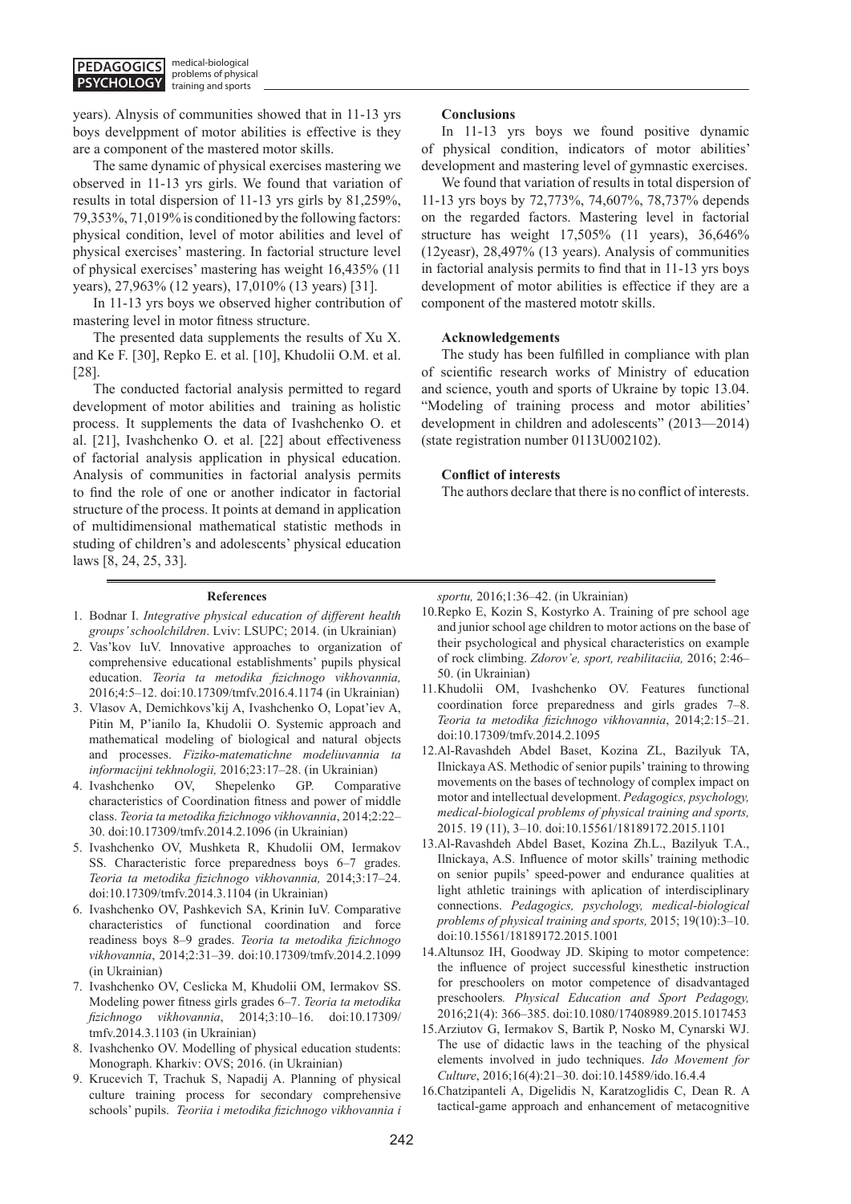years). Alnysis of communities showed that in 11-13 yrs boys develppment of motor abilities is effective is they are a component of the mastered motor skills.

The same dynamic of physical exercises mastering we observed in 11-13 yrs girls. We found that variation of results in total dispersion of 11-13 yrs girls by 81,259%, 79,353%, 71,019% is conditioned by the following factors: physical condition, level of motor abilities and level of physical exercises' mastering. In factorial structure level of physical exercises' mastering has weight 16,435% (11 years), 27,963% (12 years), 17,010% (13 years) [31].

In 11-13 yrs boys we observed higher contribution of mastering level in motor fitness structure.

The presented data supplements the results of Xu X. and Ke F. [30], Repko E. et al. [10], Khudolii O.M. et al. [28].

The conducted factorial analysis permitted to regard development of motor abilities and training as holistic process. It supplements the data of Ivashchenko O. et al. [21], Ivashchenko O. et al. [22] about effectiveness of factorial analysis application in physical education. Analysis of communities in factorial analysis permits to find the role of one or another indicator in factorial structure of the process. It points at demand in application of multidimensional mathematical statistic methods in studing of children's and adolescents' physical education laws [8, 24, 25, 33].

## Conclusions

In 11-13 yrs boys we found positive dynamic of physical condition, indicators of motor abilities' development and mastering level of gymnastic exercises.

We found that variation of results in total dispersion of 11-13 yrs boys by 72,773%, 74,607%, 78,737% depends on the regarded factors. Mastering level in factorial structure has weight 17,505% (11 years), 36,646% (12yeasr), 28,497% (13 years). Analysis of communities in factorial analysis permits to find that in 11-13 yrs boys development of motor abilities is effectice if they are a component of the mastered mototr skills.

## Acknowledgements

The study has been fulfilled in compliance with plan of scientific research works of Ministry of education and science, youth and sports of Ukraine by topic 13.04. "Modeling of training process and motor abilities' development in children and adolescents" (2013—2014) (state registration number 0113U002102).

## Conflict of interests

The authors declare that there is no conflict of interests.

## References

1. Bodnar I. *Integrative physical education of different health groups' schoolchildren*. Lviv: LSUPC; 2014. (in Ukrainian)
2. Vas'kov IuV. Innovative approaches to organization of comprehensive educational establishments' pupils physical education. *Teoria ta metodika fizichnogo vikhovannia,* 2016;4:5–12. doi:10.17309/tmfv.2016.4.1174 (in Ukrainian)
3. Vlasov A, Demichkovs'kij A, Ivashchenko O, Lopat'iev A, Pitin M, P'ianilo Ia, Khudolii O. Systemic approach and mathematical modeling of biological and natural objects and processes. *Fiziko-matematichne modeliuvannia ta informacijni tekhnologiї,* 2016;23:17–28. (in Ukrainian)
4. Ivashchenko OV, Shepelenko GP. Comparative characteristics of Coordination fitness and power of middle class. *Teoria ta metodika fizichnogo vikhovannia*, 2014;2:22–30. doi:10.17309/tmfv.2014.2.1096 (in Ukrainian)
5. Ivashchenko OV, Mushketa R, Khudolii OM, Iermakov SS. Characteristic force preparedness boys 6–7 grades. *Teoria ta metodika fizichnogo vikhovannia,* 2014;3:17–24. doi:10.17309/tmfv.2014.3.1104 (in Ukrainian)
6. Ivashchenko OV, Pashkevich SA, Krinin IuV. Comparative characteristics of functional coordination and force readiness boys 8–9 grades. *Teoria ta metodika fizichnogo vikhovannia*, 2014;2:31–39. doi:10.17309/tmfv.2014.2.1099 (in Ukrainian)
7. Ivashchenko OV, Ceslicka M, Khudolii OM, Iermakov SS. Modeling power fitness girls grades 6–7. *Teoria ta metodika fizichnogo vikhovannia*, 2014;3:10–16. doi:10.17309/tmfv.2014.3.1103 (in Ukrainian)
8. Ivashchenko OV. Modelling of physical education students: Monograph. Kharkiv: OVS; 2016. (in Ukrainian)
9. Krucevich T, Trachuk S, Napadij A. Planning of physical culture training process for secondary comprehensive schools' pupils. *Teoriia i metodika fizichnogo vikhovannia i sportu,* 2016;1:36–42. (in Ukrainian)
10. Repko E, Kozin S, Kostyrko A. Training of pre school age and junior school age children to motor actions on the base of their psychological and physical characteristics on example of rock climbing. *Zdorov'e, sport, reabilitaciia,* 2016; 2:46–50. (in Ukrainian)
11. Khudolii OM, Ivashchenko OV. Features functional coordination force preparedness and girls grades 7–8. *Teoria ta metodika fizichnogo vikhovannia*, 2014;2:15–21. doi:10.17309/tmfv.2014.2.1095
12. Al-Ravashdeh Abdel Baset, Kozina ZL, Bazilyuk TA, Ilnickaya AS. Methodic of senior pupils' training to throwing movements on the bases of technology of complex impact on motor and intellectual development. *Pedagogics, psychology, medical-biological problems of physical training and sports,* 2015. 19 (11), 3–10. doi:10.15561/18189172.2015.1101
13. Al-Ravashdeh Abdel Baset, Kozina Zh.L., Bazilyuk T.A., Ilnickaya, A.S. Influence of motor skills' training methodic on senior pupils' speed-power and endurance qualities at light athletic trainings with aplication of interdisciplinary connections. *Pedagogics, psychology, medical-biological problems of physical training and sports,* 2015; 19(10):3–10. doi:10.15561/18189172.2015.1001
14. Altunsoz IH, Goodway JD. Skiping to motor competence: the influence of project successful kinesthetic instruction for preschoolers on motor competence of disadvantaged preschoolers. *Physical Education and Sport Pedagogy,* 2016;21(4): 366–385. doi:10.1080/17408989.2015.1017453
15. Arziutov G, Iermakov S, Bartik P, Nosko M, Cynarski WJ. The use of didactic laws in the teaching of the physical elements involved in judo techniques. *Ido Movement for Culture*, 2016;16(4):21–30. doi:10.14589/ido.16.4.4
16. Chatzipanteli A, Digelidis N, Karatzoglidis C, Dean R. A tactical-game approach and enhancement of metacognitive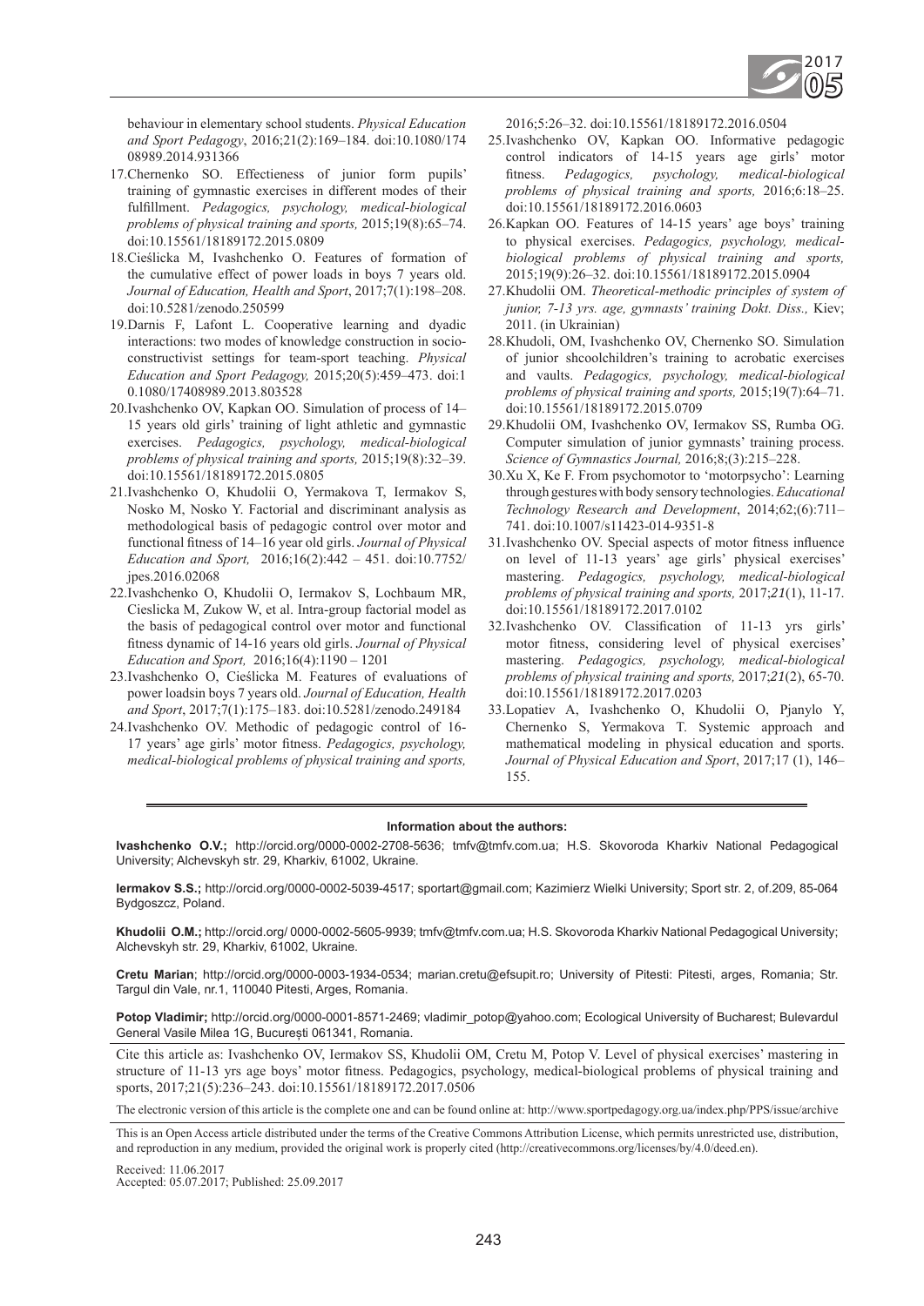behaviour in elementary school students. *Physical Education and Sport Pedagogy*, 2016;21(2):169–184. doi:10.1080/17408989.2014.931366

17. Chernenko SO. Effectieness of junior form pupils' training of gymnastic exercises in different modes of their fulfillment. *Pedagogics, psychology, medical-biological problems of physical training and sports,* 2015;19(8):65–74. doi:10.15561/18189172.2015.0809
18. Cieślicka M, Ivashchenko O. Features of formation of the cumulative effect of power loads in boys 7 years old. *Journal of Education, Health and Sport*, 2017;7(1):198–208. doi:10.5281/zenodo.250599
19. Darnis F, Lafont L. Cooperative learning and dyadic interactions: two modes of knowledge construction in socio-constructivist settings for team-sport teaching. *Physical Education and Sport Pedagogy,* 2015;20(5):459–473. doi:10.1080/17408989.2013.803528
20. Ivashchenko OV, Kapkan OO. Simulation of process of 14–15 years old girls' training of light athletic and gymnastic exercises. *Pedagogics, psychology, medical-biological problems of physical training and sports,* 2015;19(8):32–39. doi:10.15561/18189172.2015.0805
21. Ivashchenko O, Khudolii O, Yermakova T, Iermakov S, Nosko M, Nosko Y. Factorial and discriminant analysis as methodological basis of pedagogic control over motor and functional fitness of 14–16 year old girls. *Journal of Physical Education and Sport,* 2016;16(2):442 – 451. doi:10.7752/jpes.2016.02068
22. Ivashchenko O, Khudolii O, Iermakov S, Lochbaum MR, Cieslicka M, Zukow W, et al. Intra-group factorial model as the basis of pedagogical control over motor and functional fitness dynamic of 14-16 years old girls. *Journal of Physical Education and Sport,* 2016;16(4):1190 – 1201
23. Ivashchenko O, Cieślicka M. Features of evaluations of power loadsin boys 7 years old. *Journal of Education, Health and Sport*, 2017;7(1):175–183. doi:10.5281/zenodo.249184
24. Ivashchenko OV. Methodic of pedagogic control of 16-17 years' age girls' motor fitness. *Pedagogics, psychology, medical-biological problems of physical training and sports,* 2016;5:26–32. doi:10.15561/18189172.2016.0504
25. Ivashchenko OV, Kapkan OO. Informative pedagogic control indicators of 14-15 years age girls' motor fitness. *Pedagogics, psychology, medical-biological problems of physical training and sports,* 2016;6:18–25. doi:10.15561/18189172.2016.0603
26. Kapkan OO. Features of 14-15 years' age boys' training to physical exercises. *Pedagogics, psychology, medical-biological problems of physical training and sports,* 2015;19(9):26–32. doi:10.15561/18189172.2015.0904
27. Khudolii OM. *Theoretical-methodic principles of system of junior, 7-13 yrs. age, gymnasts' training Dokt. Diss.,* Kiev; 2011. (in Ukrainian)
28. Khudoli, OM, Ivashchenko OV, Chernenko SO. Simulation of junior shcoolchildren's training to acrobatic exercises and vaults. *Pedagogics, psychology, medical-biological problems of physical training and sports,* 2015;19(7):64–71. doi:10.15561/18189172.2015.0709
29. Khudolii OM, Ivashchenko OV, Iermakov SS, Rumba OG. Computer simulation of junior gymnasts' training process. *Science of Gymnastics Journal,* 2016;8;(3):215–228.
30. Xu X, Ke F. From psychomotor to 'motorpsycho': Learning through gestures with body sensory technologies. *Educational Technology Research and Development*, 2014;62;(6):711–741. doi:10.1007/s11423-014-9351-8
31. Ivashchenko OV. Special aspects of motor fitness influence on level of 11-13 years' age girls' physical exercises' mastering. *Pedagogics, psychology, medical-biological problems of physical training and sports,* 2017;*21*(1), 11-17. doi:10.15561/18189172.2017.0102
32. Ivashchenko OV. Classification of 11-13 yrs girls' motor fitness, considering level of physical exercises' mastering. *Pedagogics, psychology, medical-biological problems of physical training and sports,* 2017;*21*(2), 65-70. doi:10.15561/18189172.2017.0203
33. Lopatiev A, Ivashchenko O, Khudolii O, Pjanylo Y, Chernenko S, Yermakova T. Systemic approach and mathematical modeling in physical education and sports. *Journal of Physical Education and Sport*, 2017;17 (1), 146–155.

---

**Information about the authors:**

**Ivashchenko O.V.;** http://orcid.org/0000-0002-2708-5636; tmfv@tmfv.com.ua; H.S. Skovoroda Kharkiv National Pedagogical University; Alchevskyh str. 29, Kharkiv, 61002, Ukraine.

**Iermakov S.S.;** http://orcid.org/0000-0002-5039-4517; sportart@gmail.com; Kazimierz Wielki University; Sport str. 2, of.209, 85-064 Bydgoszcz, Poland.

**Khudolii O.M.;** http://orcid.org/ 0000-0002-5605-9939; tmfv@tmfv.com.ua; H.S. Skovoroda Kharkiv National Pedagogical University; Alchevskyh str. 29, Kharkiv, 61002, Ukraine.

**Cretu Marian**; http://orcid.org/0000-0003-1934-0534; marian.cretu@efsupit.ro; University of Pitesti: Pitesti, arges, Romania; Str. Targul din Vale, nr.1, 110040 Pitesti, Arges, Romania.

**Potop Vladimir;** http://orcid.org/0000-0001-8571-2469; vladimir_potop@yahoo.com; Ecological University of Bucharest; Bulevardul General Vasile Milea 1G, București 061341, Romania.

Cite this article as: Ivashchenko OV, Iermakov SS, Khudolii OM, Cretu M, Potop V. Level of physical exercises' mastering in structure of 11-13 yrs age boys' motor fitness. Pedagogics, psychology, medical-biological problems of physical training and sports, 2017;21(5):236–243. doi:10.15561/18189172.2017.0506

The electronic version of this article is the complete one and can be found online at: http://www.sportpedagogy.org.ua/index.php/PPS/issue/archive

This is an Open Access article distributed under the terms of the Creative Commons Attribution License, which permits unrestricted use, distribution, and reproduction in any medium, provided the original work is properly cited (http://creativecommons.org/licenses/by/4.0/deed.en).

Received: 11.06.2017
Accepted: 05.07.2017; Published: 25.09.2017